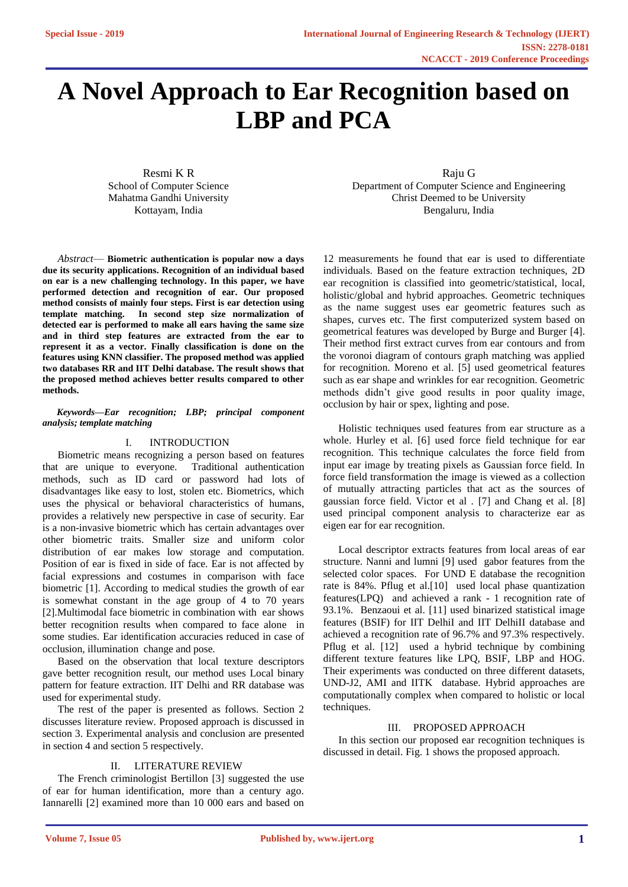# A Novel Approach to Ear Recognition based on LBP and PCA

Resmi K R
School of Computer Science
Mahatma Gandhi University
Kottayam, India

Raju G
Department of Computer Science and Engineering
Christ Deemed to be University
Bengaluru, India

*Abstract*— **Biometric authentication is popular now a days due its security applications. Recognition of an individual based on ear is a new challenging technology. In this paper, we have performed detection and recognition of ear. Our proposed method consists of mainly four steps. First is ear detection using template matching. In second step size normalization of detected ear is performed to make all ears having the same size and in third step features are extracted from the ear to represent it as a vector. Finally classification is done on the features using KNN classifier. The proposed method was applied two databases RR and IIT Delhi database. The result shows that the proposed method achieves better results compared to other methods.**

***Keywords—Ear recognition; LBP; principal component analysis; template matching***

## I. INTRODUCTION

Biometric means recognizing a person based on features that are unique to everyone. Traditional authentication methods, such as ID card or password had lots of disadvantages like easy to lost, stolen etc. Biometrics, which uses the physical or behavioral characteristics of humans, provides a relatively new perspective in case of security. Ear is a non-invasive biometric which has certain advantages over other biometric traits. Smaller size and uniform color distribution of ear makes low storage and computation. Position of ear is fixed in side of face. Ear is not affected by facial expressions and costumes in comparison with face biometric [1]. According to medical studies the growth of ear is somewhat constant in the age group of 4 to 70 years [2].Multimodal face biometric in combination with ear shows better recognition results when compared to face alone in some studies. Ear identification accuracies reduced in case of occlusion, illumination change and pose.

Based on the observation that local texture descriptors gave better recognition result, our method uses Local binary pattern for feature extraction. IIT Delhi and RR database was used for experimental study.

The rest of the paper is presented as follows. Section 2 discusses literature review. Proposed approach is discussed in section 3. Experimental analysis and conclusion are presented in section 4 and section 5 respectively.

## II. LITERATURE REVIEW

The French criminologist Bertillon [3] suggested the use of ear for human identification, more than a century ago. Iannarelli [2] examined more than 10 000 ears and based on 12 measurements he found that ear is used to differentiate individuals. Based on the feature extraction techniques, 2D ear recognition is classified into geometric/statistical, local, holistic/global and hybrid approaches. Geometric techniques as the name suggest uses ear geometric features such as shapes, curves etc. The first computerized system based on geometrical features was developed by Burge and Burger [4]. Their method first extract curves from ear contours and from the voronoi diagram of contours graph matching was applied for recognition. Moreno et al. [5] used geometrical features such as ear shape and wrinkles for ear recognition. Geometric methods didn't give good results in poor quality image, occlusion by hair or spex, lighting and pose.

Holistic techniques used features from ear structure as a whole. Hurley et al. [6] used force field technique for ear recognition. This technique calculates the force field from input ear image by treating pixels as Gaussian force field. In force field transformation the image is viewed as a collection of mutually attracting particles that act as the sources of gaussian force field. Victor et al . [7] and Chang et al. [8] used principal component analysis to characterize ear as eigen ear for ear recognition.

Local descriptor extracts features from local areas of ear structure. Nanni and lumni [9] used gabor features from the selected color spaces. For UND E database the recognition rate is 84%. Pflug et al.[10] used local phase quantization features(LPQ) and achieved a rank - 1 recognition rate of 93.1%. Benzaoui et al. [11] used binarized statistical image features (BSIF) for IIT DelhiI and IIT DelhiII database and achieved a recognition rate of 96.7% and 97.3% respectively. Pflug et al. [12] used a hybrid technique by combining different texture features like LPQ, BSIF, LBP and HOG. Their experiments was conducted on three different datasets, UND-J2, AMI and IITK database. Hybrid approaches are computationally complex when compared to holistic or local techniques.

## III. PROPOSED APPROACH

In this section our proposed ear recognition techniques is discussed in detail. Fig. 1 shows the proposed approach.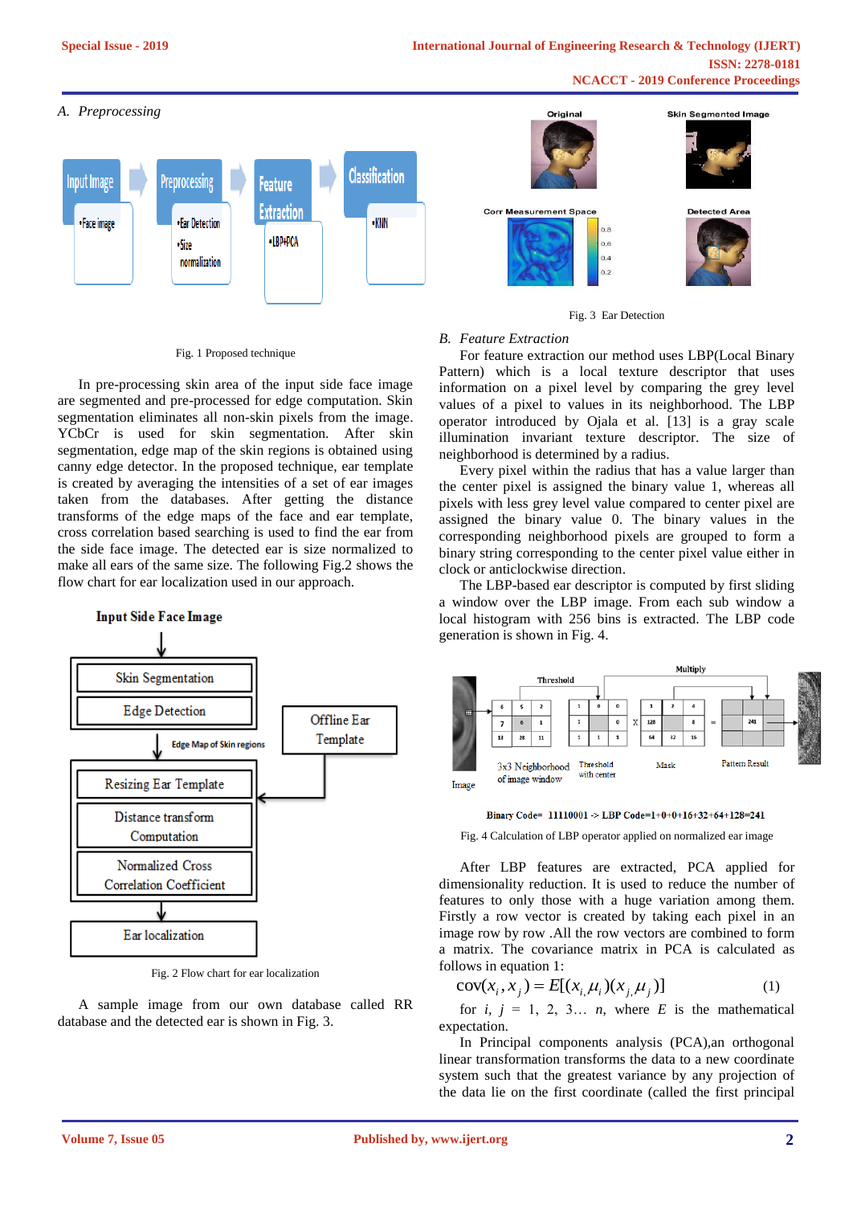## A. Preprocessing

Fig. 1 Proposed technique

In pre-processing skin area of the input side face image are segmented and pre-processed for edge computation. Skin segmentation eliminates all non-skin pixels from the image. YCbCr is used for skin segmentation. After skin segmentation, edge map of the skin regions is obtained using canny edge detector. In the proposed technique, ear template is created by averaging the intensities of a set of ear images taken from the databases. After getting the distance transforms of the edge maps of the face and ear template, cross correlation based searching is used to find the ear from the side face image. The detected ear is size normalized to make all ears of the same size. The following Fig.2 shows the flow chart for ear localization used in our approach.

Fig. 2 Flow chart for ear localization

A sample image from our own database called RR database and the detected ear is shown in Fig. 3.

Fig. 3 Ear Detection

## B. Feature Extraction

For feature extraction our method uses LBP(Local Binary Pattern) which is a local texture descriptor that uses information on a pixel level by comparing the grey level values of a pixel to values in its neighborhood. The LBP operator introduced by Ojala et al. [13] is a gray scale illumination invariant texture descriptor. The size of neighborhood is determined by a radius.

Every pixel within the radius that has a value larger than the center pixel is assigned the binary value 1, whereas all pixels with less grey level compared to center pixel are assigned the binary value 0. The binary values in the corresponding neighborhood pixels are grouped to form a binary string corresponding to the center pixel value either in clock or anticlockwise direction.

The LBP-based ear descriptor is computed by first sliding a window over the LBP image. From each sub window a local histogram with 256 bins is extracted. The LBP code generation is shown in Fig. 4.

Binary Code= 11110001 -> LBP Code=1+0+0+16+32+64+128=241

Fig. 4 Calculation of LBP operator applied on normalized ear image

After LBP features are extracted, PCA applied for dimensionality reduction. It is used to reduce the number of features to only those with a huge variation among them. Firstly a row vector is created by taking each pixel in an image row by row .All the row vectors are combined to form a matrix. The covariance matrix in PCA is calculated as follows in equation 1:

$$\operatorname{cov}(x_i, x_j) = E[(x_i, \mu_i)(x_j, \mu_j)] \tag{1}$$

for $i$, $j$ = 1, 2, 3… $n$, where $E$ is the mathematical expectation.

In Principal components analysis (PCA),an orthogonal linear transformation transforms the data to a new coordinate system such that the greatest variance by any projection of the data lie on the first coordinate (called the first principal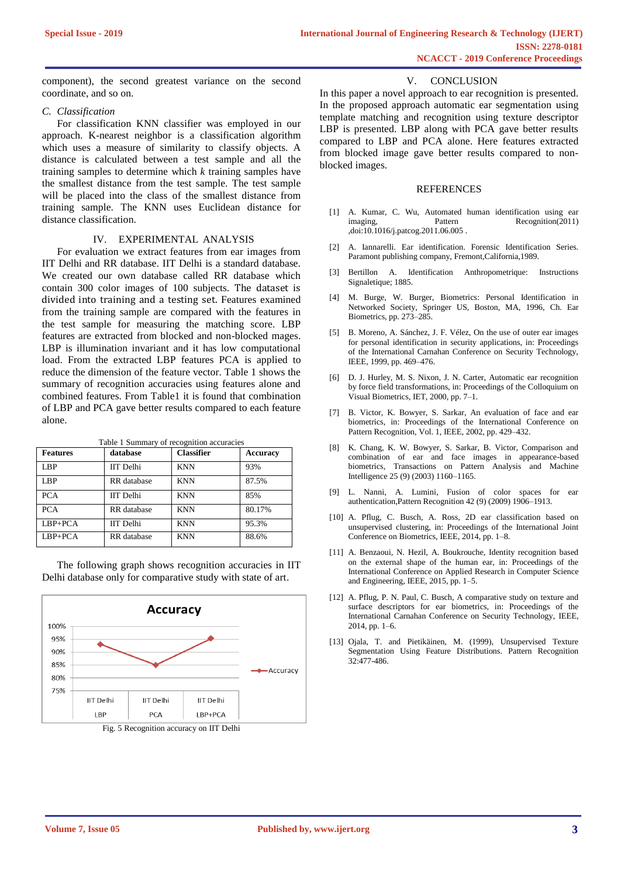component), the second greatest variance on the second coordinate, and so on.

### C. Classification

For classification KNN classifier was employed in our approach. K-nearest neighbor is a classification algorithm which uses a measure of similarity to classify objects. A distance is calculated between a test sample and all the training samples to determine which *k* training samples have the smallest distance from the test sample. The test sample will be placed into the class of the smallest distance from training sample. The KNN uses Euclidean distance for distance classification.

## IV. EXPERIMENTAL ANALYSIS

For evaluation we extract features from ear images from IIT Delhi and RR database. IIT Delhi is a standard database. We created our own database called RR database which contain 300 color images of 100 subjects. The dataset is divided into training and a testing set. Features examined from the training sample are compared with the features in the test sample for measuring the matching score. LBP features are extracted from blocked and non-blocked mages. LBP is illumination invariant and it has low computational load. From the extracted LBP features PCA is applied to reduce the dimension of the feature vector. Table 1 shows the summary of recognition accuracies using features alone and combined features. From Table1 it is found that combination of LBP and PCA gave better results compared to each feature alone.

Table 1 Summary of recognition accuracies

| Features | database | Classifier | Accuracy |
|---|---|---|---|
| LBP | IIT Delhi | KNN | 93% |
| LBP | RR database | KNN | 87.5% |
| PCA | IIT Delhi | KNN | 85% |
| PCA | RR database | KNN | 80.17% |
| LBP+PCA | IIT Delhi | KNN | 95.3% |
| LBP+PCA | RR database | KNN | 88.6% |

The following graph shows recognition accuracies in IIT Delhi database only for comparative study with state of art.

Accuracy

100%
95%
90%
85%
80%
75%

IIT Delhi LBP
IIT Delhi PCA
IIT Delhi LBP+PCA

Accuracy

Fig. 5 Recognition accuracy on IIT Delhi

## V. CONCLUSION

In this paper a novel approach to ear recognition is presented. In the proposed approach automatic ear segmentation using template matching and recognition using texture descriptor LBP is presented. LBP along with PCA gave better results compared to LBP and PCA alone. Here features extracted from blocked image gave better results compared to non-blocked images.

## REFERENCES

[1] A. Kumar, C. Wu, Automated human identification using ear imaging, Pattern Recognition(2011) ,doi:10.1016/j.patcog.2011.06.005 .

[2] A. Iannarelli. Ear identification. Forensic Identification Series. Paramont publishing company, Fremont,California,1989.

[3] Bertillon A. Identification Anthropometrique: Instructions Signaletique; 1885.

[4] M. Burge, W. Burger, Biometrics: Personal Identification in Networked Society, Springer US, Boston, MA, 1996, Ch. Ear Biometrics, pp. 273–285.

[5] B. Moreno, A. Sánchez, J. F. Vélez, On the use of outer ear images for personal identification in security applications, in: Proceedings of the International Carnahan Conference on Security Technology, IEEE, 1999, pp. 469–476.

[6] D. J. Hurley, M. S. Nixon, J. N. Carter, Automatic ear recognition by force field transformations, in: Proceedings of the Colloquium on Visual Biometrics, IET, 2000, pp. 7–1.

[7] B. Victor, K. Bowyer, S. Sarkar, An evaluation of face and ear biometrics, in: Proceedings of the International Conference on Pattern Recognition, Vol. 1, IEEE, 2002, pp. 429–432.

[8] K. Chang, K. W. Bowyer, S. Sarkar, B. Victor, Comparison and combination of ear and face images in appearance-based biometrics, Transactions on Pattern Analysis and Machine Intelligence 25 (9) (2003) 1160–1165.

[9] L. Nanni, A. Lumini, Fusion of color spaces for ear authentication,Pattern Recognition 42 (9) (2009) 1906–1913.

[10] A. Pflug, C. Busch, A. Ross, 2D ear classification based on unsupervised clustering, in: Proceedings of the International Joint Conference on Biometrics, IEEE, 2014, pp. 1–8.

[11] A. Benzaoui, N. Hezil, A. Boukrouche, Identity recognition based on the external shape of the human ear, in: Proceedings of the International Conference on Applied Research in Computer Science and Engineering, IEEE, 2015, pp. 1–5.

[12] A. Pflug, P. N. Paul, C. Busch, A comparative study on texture and surface descriptors for ear biometrics, in: Proceedings of the International Carnahan Conference on Security Technology, IEEE, 2014, pp. 1–6.

[13] Ojala, T. and Pietikäinen, M. (1999), Unsupervised Texture Segmentation Using Feature Distributions. Pattern Recognition 32:477-486.